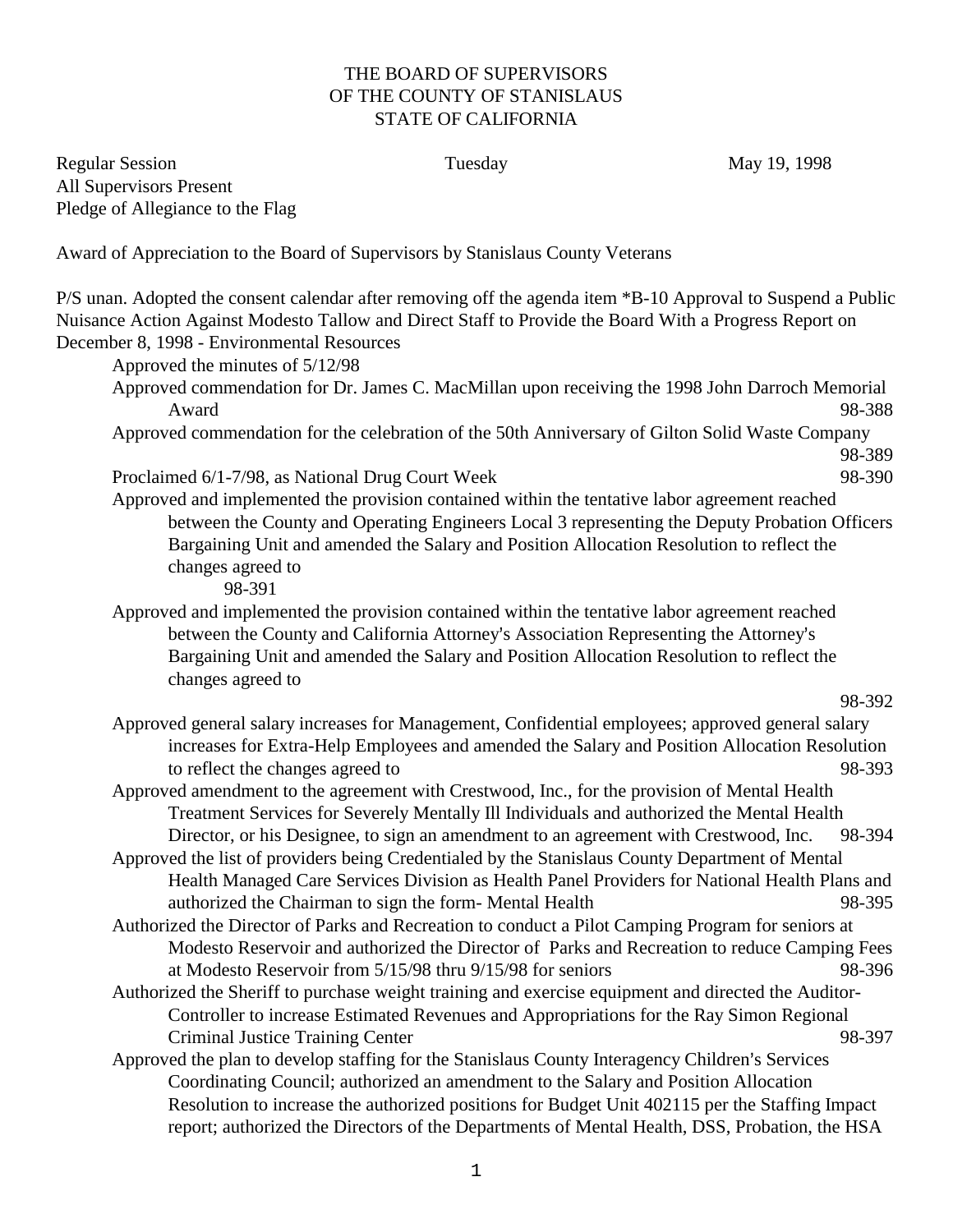# THE BOARD OF SUPERVISORS
# OF THE COUNTY OF STANISLAUS
# STATE OF CALIFORNIA

Regular Session Tuesday May 19, 1998
All Supervisors Present
Pledge of Allegiance to the Flag

Award of Appreciation to the Board of Supervisors by Stanislaus County Veterans

P/S unan. Adopted the consent calendar after removing off the agenda item *B-10 Approval to Suspend a Public Nuisance Action Against Modesto Tallow and Direct Staff to Provide the Board With a Progress Report on December 8, 1998 - Environmental Resources

- Approved the minutes of 5/12/98
- Approved commendation for Dr. James C. MacMillan upon receiving the 1998 John Darroch Memorial Award 98-388
- Approved commendation for the celebration of the 50th Anniversary of Gilton Solid Waste Company 98-389
- Proclaimed 6/1-7/98, as National Drug Court Week 98-390
- Approved and implemented the provision contained within the tentative labor agreement reached between the County and Operating Engineers Local 3 representing the Deputy Probation Officers Bargaining Unit and amended the Salary and Position Allocation Resolution to reflect the changes agreed to 98-391
- Approved and implemented the provision contained within the tentative labor agreement reached between the County and California Attorney's Association Representing the Attorney's Bargaining Unit and amended the Salary and Position Allocation Resolution to reflect the changes agreed to 98-392
- Approved general salary increases for Management, Confidential employees; approved general salary increases for Extra-Help Employees and amended the Salary and Position Allocation Resolution to reflect the changes agreed to 98-393
- Approved amendment to the agreement with Crestwood, Inc., for the provision of Mental Health Treatment Services for Severely Mentally Ill Individuals and authorized the Mental Health Director, or his Designee, to sign an amendment to an agreement with Crestwood, Inc. 98-394
- Approved the list of providers being Credentialed by the Stanislaus County Department of Mental Health Managed Care Services Division as Health Panel Providers for National Health Plans and authorized the Chairman to sign the form- Mental Health 98-395
- Authorized the Director of Parks and Recreation to conduct a Pilot Camping Program for seniors at Modesto Reservoir and authorized the Director of Parks and Recreation to reduce Camping Fees at Modesto Reservoir from 5/15/98 thru 9/15/98 for seniors 98-396
- Authorized the Sheriff to purchase weight training and exercise equipment and directed the Auditor-Controller to increase Estimated Revenues and Appropriations for the Ray Simon Regional Criminal Justice Training Center 98-397
- Approved the plan to develop staffing for the Stanislaus County Interagency Children's Services Coordinating Council; authorized an amendment to the Salary and Position Allocation Resolution to increase the authorized positions for Budget Unit 402115 per the Staffing Impact report; authorized the Directors of the Departments of Mental Health, DSS, Probation, the HSA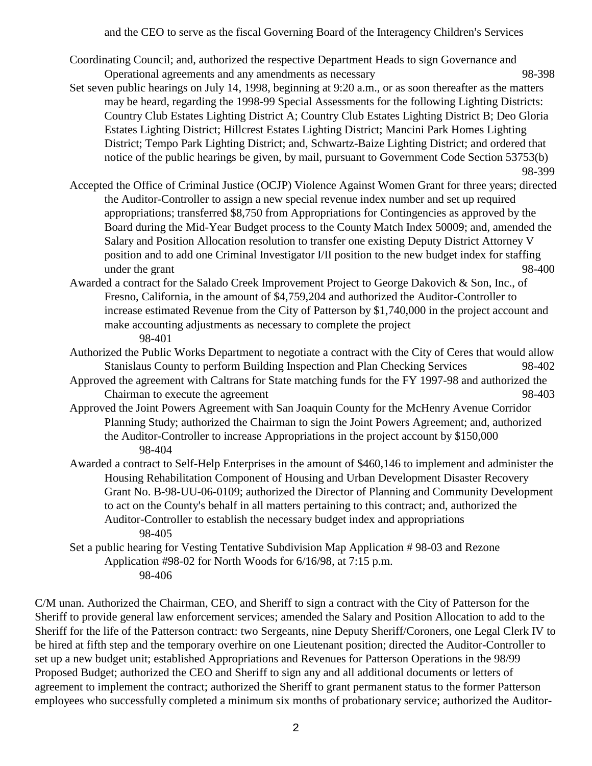and the CEO to serve as the fiscal Governing Board of the Interagency Children's Services Coordinating Council; and, authorized the respective Department Heads to sign Governance and Operational agreements and any amendments as necessary 98-398

Set seven public hearings on July 14, 1998, beginning at 9:20 a.m., or as soon thereafter as the matters may be heard, regarding the 1998-99 Special Assessments for the following Lighting Districts: Country Club Estates Lighting District A; Country Club Estates Lighting District B; Deo Gloria Estates Lighting District; Hillcrest Estates Lighting District; Mancini Park Homes Lighting District; Tempo Park Lighting District; and, Schwartz-Baize Lighting District; and ordered that notice of the public hearings be given, by mail, pursuant to Government Code Section 53753(b) 98-399

Accepted the Office of Criminal Justice (OCJP) Violence Against Women Grant for three years; directed the Auditor-Controller to assign a new special revenue index number and set up required appropriations; transferred $8,750 from Appropriations for Contingencies as approved by the Board during the Mid-Year Budget process to the County Match Index 50009; and, amended the Salary and Position Allocation resolution to transfer one existing Deputy District Attorney V position and to add one Criminal Investigator I/II position to the new budget index for staffing under the grant 98-400

Awarded a contract for the Salado Creek Improvement Project to George Dakovich & Son, Inc., of Fresno, California, in the amount of $4,759,204 and authorized the Auditor-Controller to increase estimated Revenue from the City of Patterson by $1,740,000 in the project account and make accounting adjustments as necessary to complete the project 98-401

Authorized the Public Works Department to negotiate a contract with the City of Ceres that would allow Stanislaus County to perform Building Inspection and Plan Checking Services 98-402

Approved the agreement with Caltrans for State matching funds for the FY 1997-98 and authorized the Chairman to execute the agreement 98-403

Approved the Joint Powers Agreement with San Joaquin County for the McHenry Avenue Corridor Planning Study; authorized the Chairman to sign the Joint Powers Agreement; and, authorized the Auditor-Controller to increase Appropriations in the project account by $150,000 98-404

Awarded a contract to Self-Help Enterprises in the amount of $460,146 to implement and administer the Housing Rehabilitation Component of Housing and Urban Development Disaster Recovery Grant No. B-98-UU-06-0109; authorized the Director of Planning and Community Development to act on the County's behalf in all matters pertaining to this contract; and, authorized the Auditor-Controller to establish the necessary budget index and appropriations 98-405

Set a public hearing for Vesting Tentative Subdivision Map Application # 98-03 and Rezone Application #98-02 for North Woods for 6/16/98, at 7:15 p.m. 98-406

C/M unan. Authorized the Chairman, CEO, and Sheriff to sign a contract with the City of Patterson for the Sheriff to provide general law enforcement services; amended the Salary and Position Allocation to add to the Sheriff for the life of the Patterson contract: two Sergeants, nine Deputy Sheriff/Coroners, one Legal Clerk IV to be hired at fifth step and the temporary overhire on one Lieutenant position; directed the Auditor-Controller to set up a new budget unit; established Appropriations and Revenues for Patterson Operations in the 98/99 Proposed Budget; authorized the CEO and Sheriff to sign any and all additional documents or letters of agreement to implement the contract; authorized the Sheriff to grant permanent status to the former Patterson employees who successfully completed a minimum six months of probationary service; authorized the Auditor-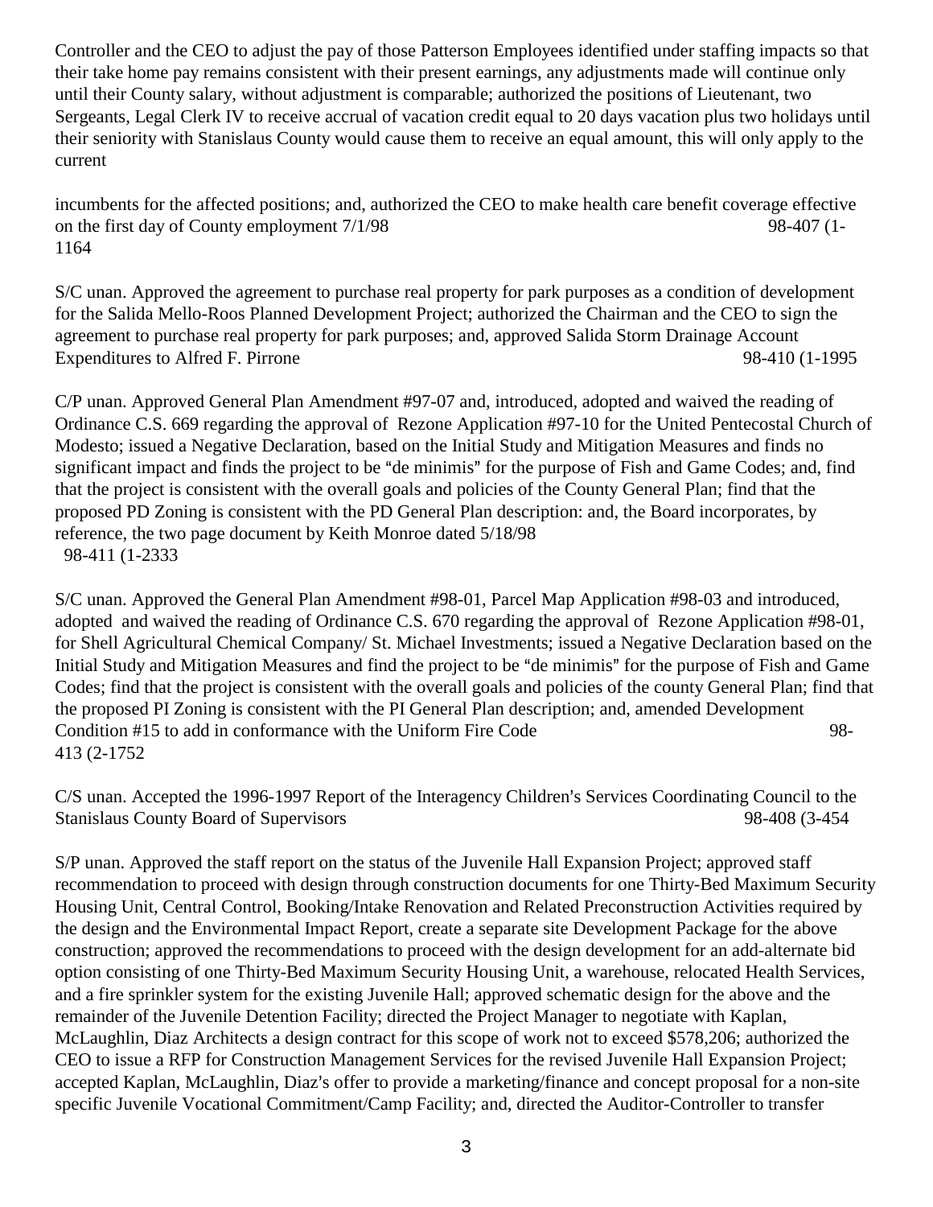Controller and the CEO to adjust the pay of those Patterson Employees identified under staffing impacts so that their take home pay remains consistent with their present earnings, any adjustments made will continue only until their County salary, without adjustment is comparable; authorized the positions of Lieutenant, two Sergeants, Legal Clerk IV to receive accrual of vacation credit equal to 20 days vacation plus two holidays until their seniority with Stanislaus County would cause them to receive an equal amount, this will only apply to the current

incumbents for the affected positions; and, authorized the CEO to make health care benefit coverage effective on the first day of County employment 7/1/98 98-407 (1-1164

S/C unan. Approved the agreement to purchase real property for park purposes as a condition of development for the Salida Mello-Roos Planned Development Project; authorized the Chairman and the CEO to sign the agreement to purchase real property for park purposes; and, approved Salida Storm Drainage Account Expenditures to Alfred F. Pirrone 98-410 (1-1995

C/P unan. Approved General Plan Amendment #97-07 and, introduced, adopted and waived the reading of Ordinance C.S. 669 regarding the approval of Rezone Application #97-10 for the United Pentecostal Church of Modesto; issued a Negative Declaration, based on the Initial Study and Mitigation Measures and finds no significant impact and finds the project to be "de minimis" for the purpose of Fish and Game Codes; and, find that the project is consistent with the overall goals and policies of the County General Plan; find that the proposed PD Zoning is consistent with the PD General Plan description: and, the Board incorporates, by reference, the two page document by Keith Monroe dated 5/18/98 98-411 (1-2333

S/C unan. Approved the General Plan Amendment #98-01, Parcel Map Application #98-03 and introduced, adopted and waived the reading of Ordinance C.S. 670 regarding the approval of Rezone Application #98-01, for Shell Agricultural Chemical Company/ St. Michael Investments; issued a Negative Declaration based on the Initial Study and Mitigation Measures and find the project to be "de minimis" for the purpose of Fish and Game Codes; find that the project is consistent with the overall goals and policies of the county General Plan; find that the proposed PI Zoning is consistent with the PI General Plan description; and, amended Development Condition #15 to add in conformance with the Uniform Fire Code 98-413 (2-1752

C/S unan. Accepted the 1996-1997 Report of the Interagency Children's Services Coordinating Council to the Stanislaus County Board of Supervisors 98-408 (3-454

S/P unan. Approved the staff report on the status of the Juvenile Hall Expansion Project; approved staff recommendation to proceed with design through construction documents for one Thirty-Bed Maximum Security Housing Unit, Central Control, Booking/Intake Renovation and Related Preconstruction Activities required by the design and the Environmental Impact Report, create a separate site Development Package for the above construction; approved the recommendations to proceed with the design development for an add-alternate bid option consisting of one Thirty-Bed Maximum Security Housing Unit, a warehouse, relocated Health Services, and a fire sprinkler system for the existing Juvenile Hall; approved schematic design for the above and the remainder of the Juvenile Detention Facility; directed the Project Manager to negotiate with Kaplan, McLaughlin, Diaz Architects a design contract for this scope of work not to exceed $578,206; authorized the CEO to issue a RFP for Construction Management Services for the revised Juvenile Hall Expansion Project; accepted Kaplan, McLaughlin, Diaz's offer to provide a marketing/finance and concept proposal for a non-site specific Juvenile Vocational Commitment/Camp Facility; and, directed the Auditor-Controller to transfer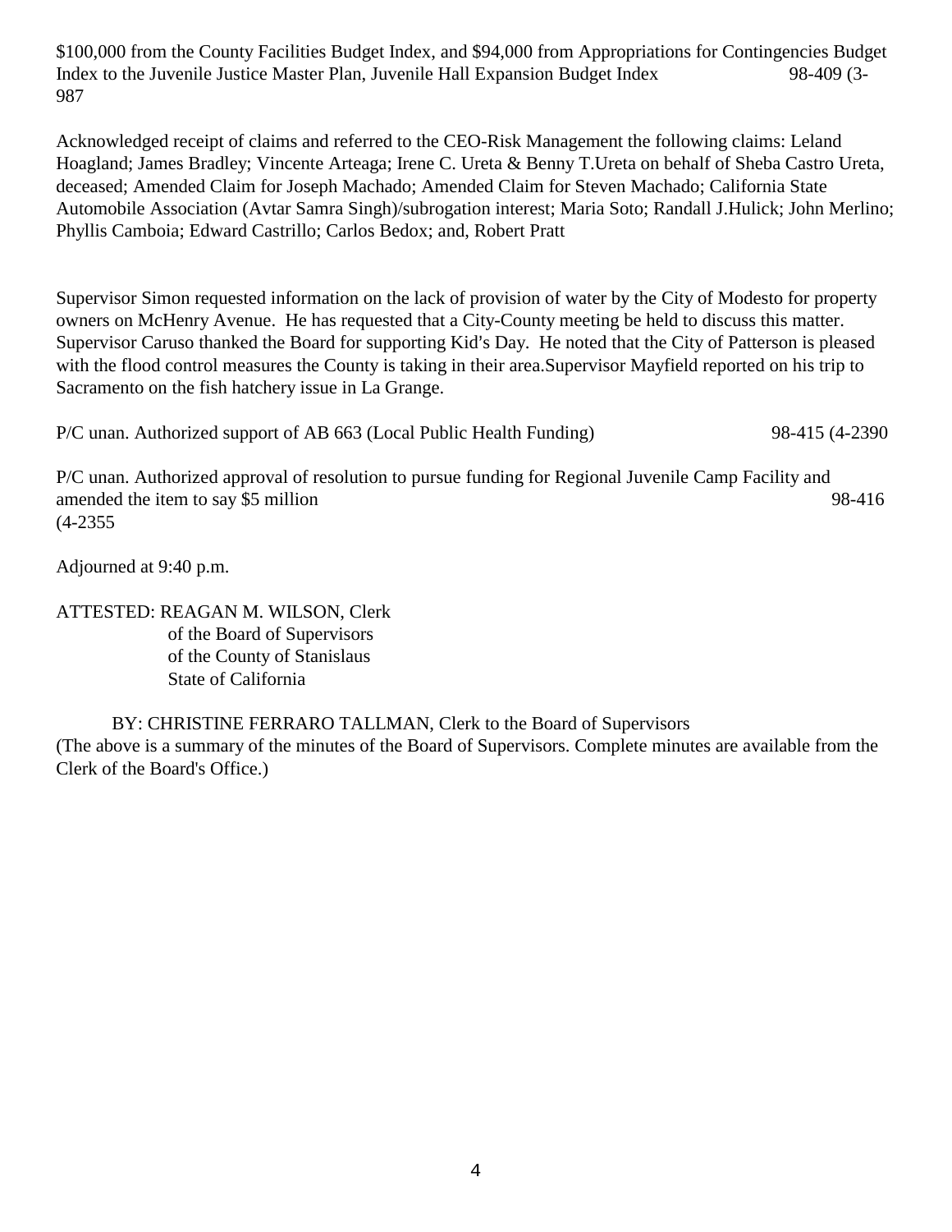$100,000 from the County Facilities Budget Index, and $94,000 from Appropriations for Contingencies Budget Index to the Juvenile Justice Master Plan, Juvenile Hall Expansion Budget Index 98-409 (3-987

Acknowledged receipt of claims and referred to the CEO-Risk Management the following claims: Leland Hoagland; James Bradley; Vincente Arteaga; Irene C. Ureta & Benny T.Ureta on behalf of Sheba Castro Ureta, deceased; Amended Claim for Joseph Machado; Amended Claim for Steven Machado; California State Automobile Association (Avtar Samra Singh)/subrogation interest; Maria Soto; Randall J.Hulick; John Merlino; Phyllis Camboia; Edward Castrillo; Carlos Bedox; and, Robert Pratt

Supervisor Simon requested information on the lack of provision of water by the City of Modesto for property owners on McHenry Avenue. He has requested that a City-County meeting be held to discuss this matter. Supervisor Caruso thanked the Board for supporting Kid's Day. He noted that the City of Patterson is pleased with the flood control measures the County is taking in their area.Supervisor Mayfield reported on his trip to Sacramento on the fish hatchery issue in La Grange.

P/C unan. Authorized support of AB 663 (Local Public Health Funding) 98-415 (4-2390

P/C unan. Authorized approval of resolution to pursue funding for Regional Juvenile Camp Facility and amended the item to say $5 million 98-416 (4-2355

Adjourned at 9:40 p.m.

ATTESTED: REAGAN M. WILSON, Clerk
of the Board of Supervisors
of the County of Stanislaus
State of California

BY: CHRISTINE FERRARO TALLMAN, Clerk to the Board of Supervisors
(The above is a summary of the minutes of the Board of Supervisors. Complete minutes are available from the Clerk of the Board's Office.)